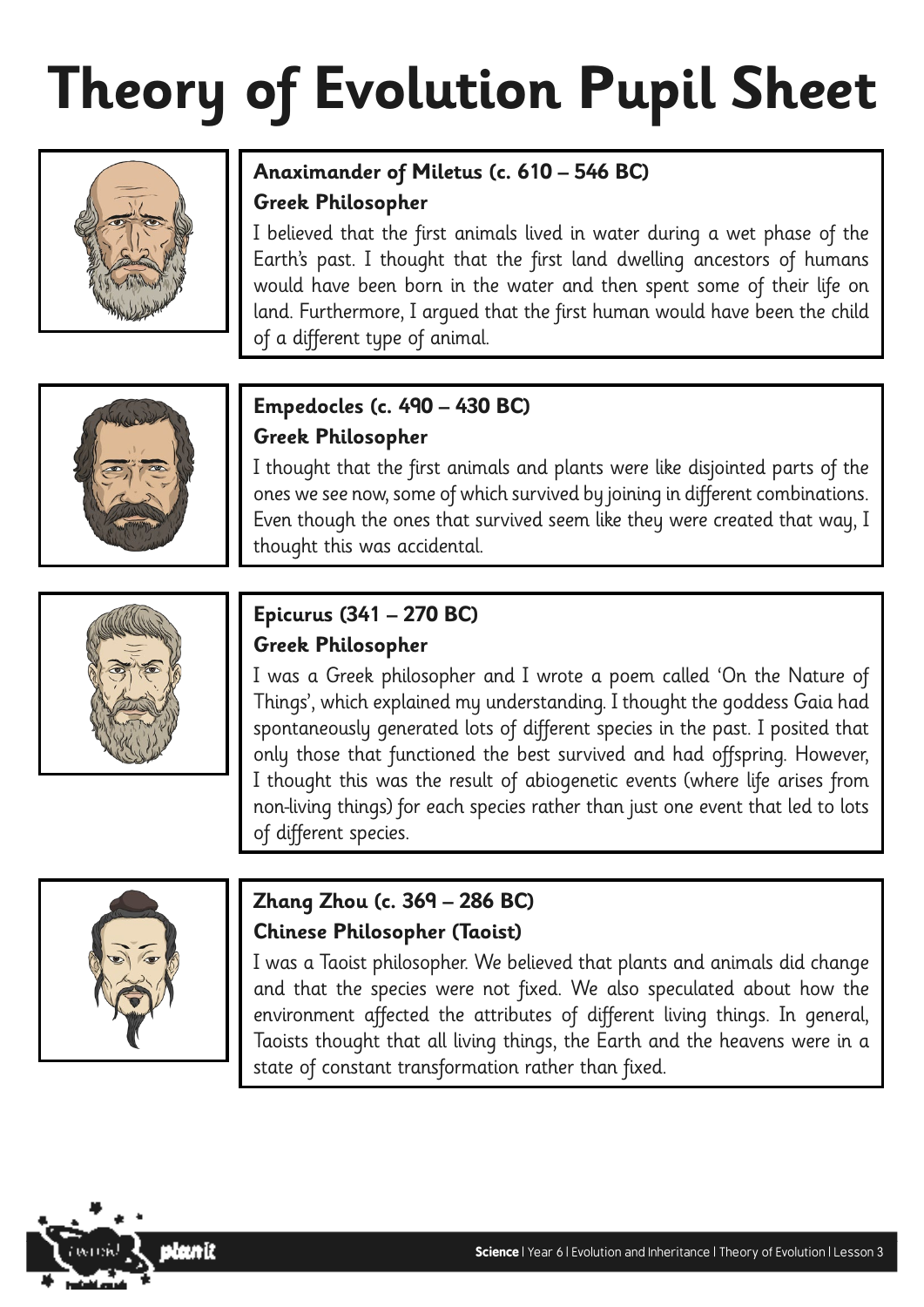# Theory of Evolution Pupil Sheet

## Anaximander of Miletus (c. 610 – 546 BC)

**Greek Philosopher**

I believed that the first animals lived in water during a wet phase of the Earth's past. I thought that the first land dwelling ancestors of humans would have been born in the water and then spent some of their life on land. Furthermore, I argued that the first human would have been the child of a different type of animal.

## Empedocles (c. 490 – 430 BC)

**Greek Philosopher**

I thought that the first animals and plants were like disjointed parts of the ones we see now, some of which survived by joining in different combinations. Even though the ones that survived seem like they were created that way, I thought this was accidental.

## Epicurus (341 – 270 BC)

**Greek Philosopher**

I was a Greek philosopher and I wrote a poem called 'On the Nature of Things', which explained my understanding. I thought the goddess Gaia had spontaneously generated lots of different species in the past. I posited that only those that functioned the best survived and had offspring. However, I thought this was the result of abiogenetic events (where life arises from non-living things) for each species rather than just one event that led to lots of different species.

## Zhang Zhou (c. 369 – 286 BC)

**Chinese Philosopher (Taoist)**

I was a Taoist philosopher. We believed that plants and animals did change and that the species were not fixed. We also speculated about how the environment affected the attributes of different living things. In general, Taoists thought that all living things, the Earth and the heavens were in a state of constant transformation rather than fixed.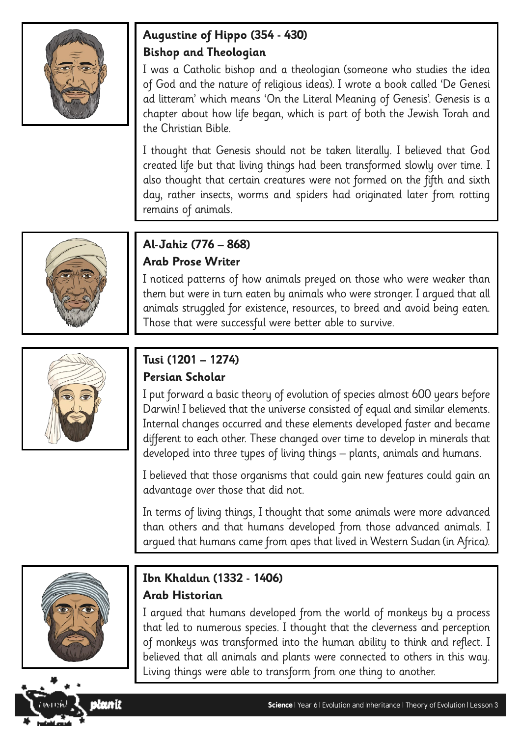## Augustine of Hippo (354 - 430)
### Bishop and Theologian

I was a Catholic bishop and a theologian (someone who studies the idea of God and the nature of religious ideas). I wrote a book called 'De Genesi ad litteram' which means 'On the Literal Meaning of Genesis'. Genesis is a chapter about how life began, which is part of both the Jewish Torah and the Christian Bible.

I thought that Genesis should not be taken literally. I believed that God created life but that living things had been transformed slowly over time. I also thought that certain creatures were not formed on the fifth and sixth day, rather insects, worms and spiders had originated later from rotting remains of animals.

## Al-Jahiz (776 – 868)
### Arab Prose Writer

I noticed patterns of how animals preyed on those who were weaker than them but were in turn eaten by animals who were stronger. I argued that all animals struggled for existence, resources, to breed and avoid being eaten. Those that were successful were better able to survive.

## Tusi (1201 – 1274)
### Persian Scholar

I put forward a basic theory of evolution of species almost 600 years before Darwin! I believed that the universe consisted of equal and similar elements. Internal changes occurred and these elements developed faster and became different to each other. These changed over time to develop in minerals that developed into three types of living things – plants, animals and humans.

I believed that those organisms that could gain new features could gain an advantage over those that did not.

In terms of living things, I thought that some animals were more advanced than others and that humans developed from those advanced animals. I argued that humans came from apes that lived in Western Sudan (in Africa).

## Ibn Khaldun (1332 - 1406)
### Arab Historian

I argued that humans developed from the world of monkeys by a process that led to numerous species. I thought that the cleverness and perception of monkeys was transformed into the human ability to think and reflect. I believed that all animals and plants were connected to others in this way. Living things were able to transform from one thing to another.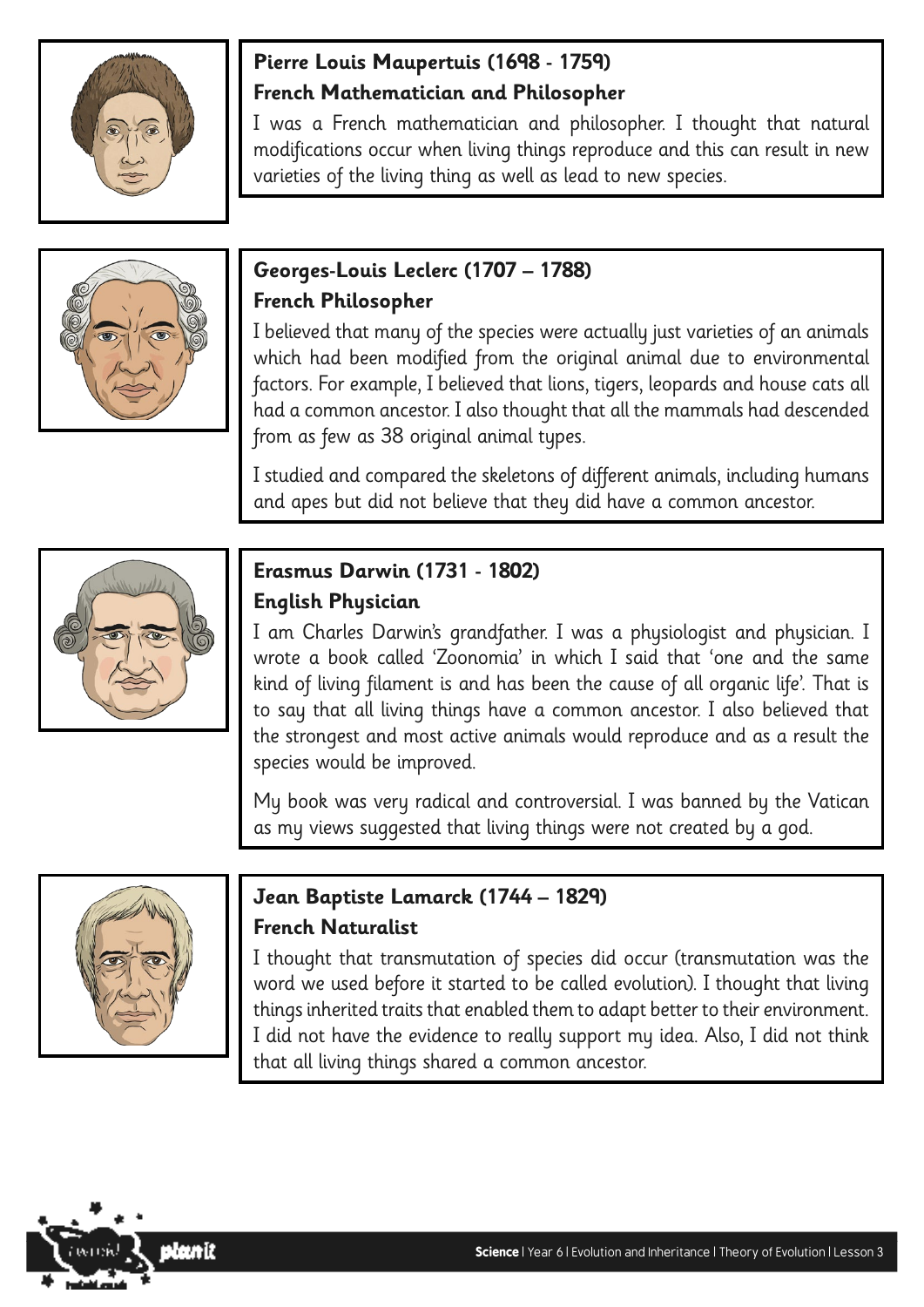## Pierre Louis Maupertuis (1698 - 1759)
### French Mathematician and Philosopher

I was a French mathematician and philosopher. I thought that natural modifications occur when living things reproduce and this can result in new varieties of the living thing as well as lead to new species.

## Georges-Louis Leclerc (1707 – 1788)
### French Philosopher

I believed that many of the species were actually just varieties of an animals which had been modified from the original animal due to environmental factors. For example, I believed that lions, tigers, leopards and house cats all had a common ancestor. I also thought that all the mammals had descended from as few as 38 original animal types.

I studied and compared the skeletons of different animals, including humans and apes but did not believe that they did have a common ancestor.

## Erasmus Darwin (1731 - 1802)
### English Physician

I am Charles Darwin's grandfather. I was a physiologist and physician. I wrote a book called 'Zoonomia' in which I said that 'one and the same kind of living filament is and has been the cause of all organic life'. That is to say that all living things have a common ancestor. I also believed that the strongest and most active animals would reproduce and as a result the species would be improved.

My book was very radical and controversial. I was banned by the Vatican as my views suggested that living things were not created by a god.

## Jean Baptiste Lamarck (1744 – 1829)
### French Naturalist

I thought that transmutation of species did occur (transmutation was the word we used before it started to be called evolution). I thought that living things inherited traits that enabled them to adapt better to their environment. I did not have the evidence to really support my idea. Also, I did not think that all living things shared a common ancestor.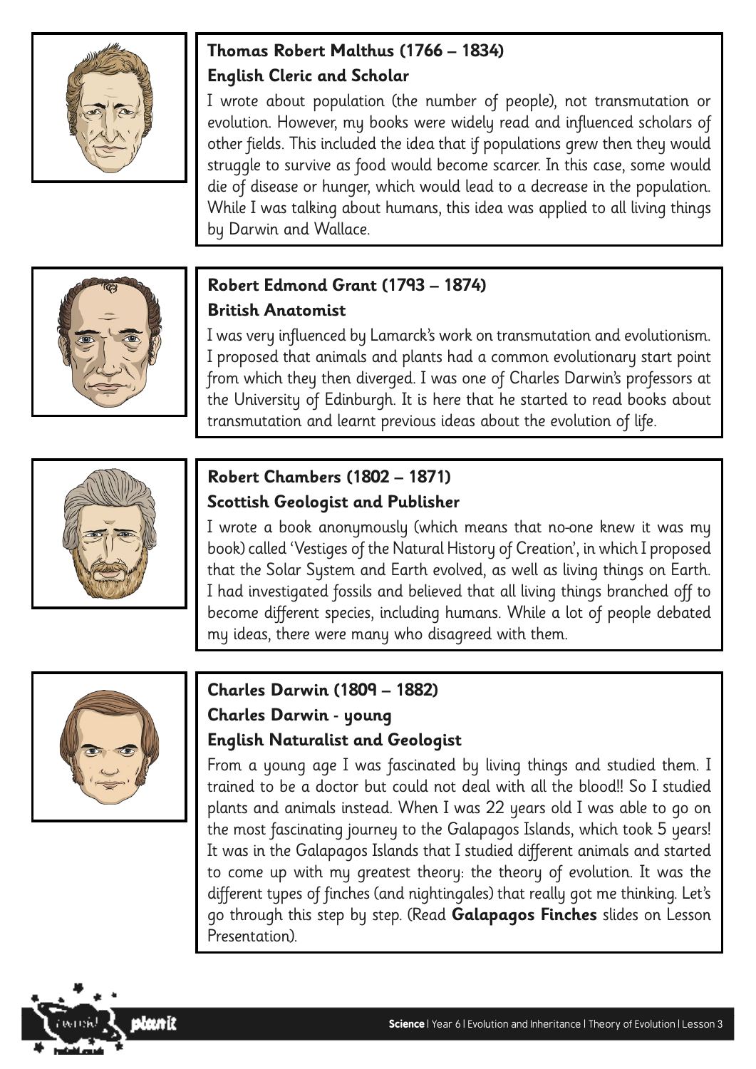## Thomas Robert Malthus (1766 – 1834)

**English Cleric and Scholar**

I wrote about population (the number of people), not transmutation or evolution. However, my books were widely read and influenced scholars of other fields. This included the idea that if populations grew then they would struggle to survive as food would become scarcer. In this case, some would die of disease or hunger, which would lead to a decrease in the population. While I was talking about humans, this idea was applied to all living things by Darwin and Wallace.

## Robert Edmond Grant (1793 – 1874)

**British Anatomist**

I was very influenced by Lamarck's work on transmutation and evolutionism. I proposed that animals and plants had a common evolutionary start point from which they then diverged. I was one of Charles Darwin's professors at the University of Edinburgh. It is here that he started to read books about transmutation and learnt previous ideas about the evolution of life.

## Robert Chambers (1802 – 1871)

**Scottish Geologist and Publisher**

I wrote a book anonymously (which means that no-one knew it was my book) called 'Vestiges of the Natural History of Creation', in which I proposed that the Solar System and Earth evolved, as well as living things on Earth. I had investigated fossils and believed that all living things branched off to become different species, including humans. While a lot of people debated my ideas, there were many who disagreed with them.

## Charles Darwin (1809 – 1882)

**Charles Darwin - young**

**English Naturalist and Geologist**

From a young age I was fascinated by living things and studied them. I trained to be a doctor but could not deal with all the blood!! So I studied plants and animals instead. When I was 22 years old I was able to go on the most fascinating journey to the Galapagos Islands, which took 5 years! It was in the Galapagos Islands that I studied different animals and started to come up with my greatest theory: the theory of evolution. It was the different types of finches (and nightingales) that really got me thinking. Let's go through this step by step. (Read **Galapagos Finches** slides on Lesson Presentation).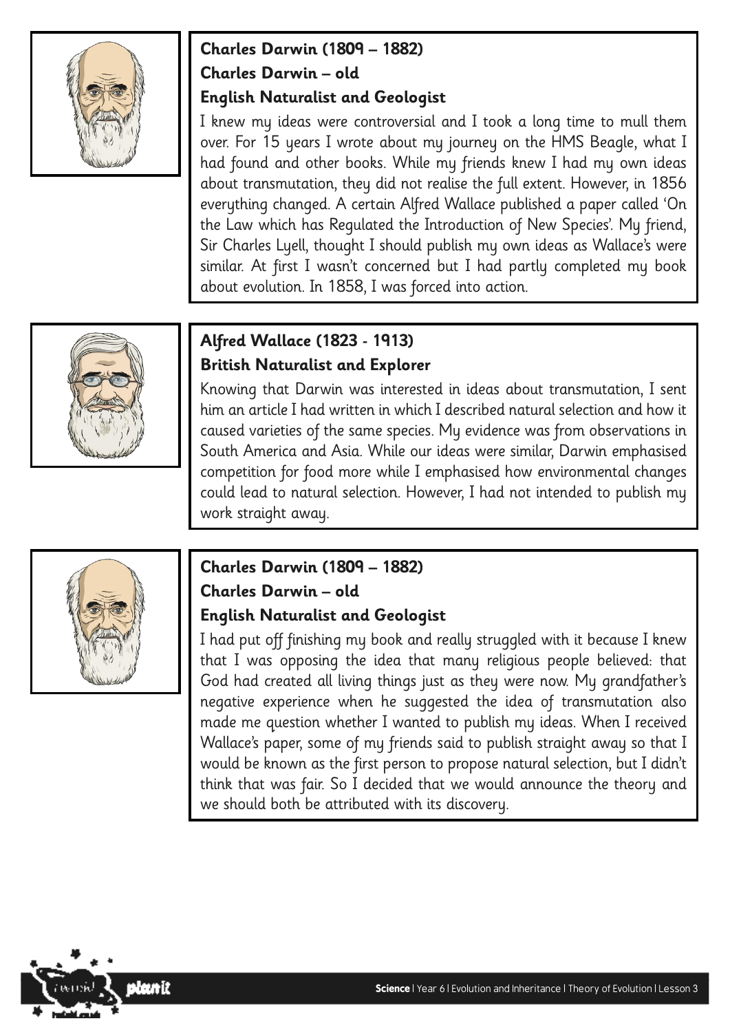**Charles Darwin (1809 – 1882)**

**Charles Darwin – old**

**English Naturalist and Geologist**

I knew my ideas were controversial and I took a long time to mull them over. For 15 years I wrote about my journey on the HMS Beagle, what I had found and other books. While my friends knew I had my own ideas about transmutation, they did not realise the full extent. However, in 1856 everything changed. A certain Alfred Wallace published a paper called 'On the Law which has Regulated the Introduction of New Species'. My friend, Sir Charles Lyell, thought I should publish my own ideas as Wallace's were similar. At first I wasn't concerned but I had partly completed my book about evolution. In 1858, I was forced into action.

**Alfred Wallace (1823 - 1913)**

**British Naturalist and Explorer**

Knowing that Darwin was interested in ideas about transmutation, I sent him an article I had written in which I described natural selection and how it caused varieties of the same species. My evidence was from observations in South America and Asia. While our ideas were similar, Darwin emphasised competition for food more while I emphasised how environmental changes could lead to natural selection. However, I had not intended to publish my work straight away.

**Charles Darwin (1809 – 1882)**

**Charles Darwin – old**

**English Naturalist and Geologist**

I had put off finishing my book and really struggled with it because I knew that I was opposing the idea that many religious people believed: that God had created all living things just as they were now. My grandfather's negative experience when he suggested the idea of transmutation also made me question whether I wanted to publish my ideas. When I received Wallace's paper, some of my friends said to publish straight away so that I would be known as the first person to propose natural selection, but I didn't think that was fair. So I decided that we would announce the theory and we should both be attributed with its discovery.